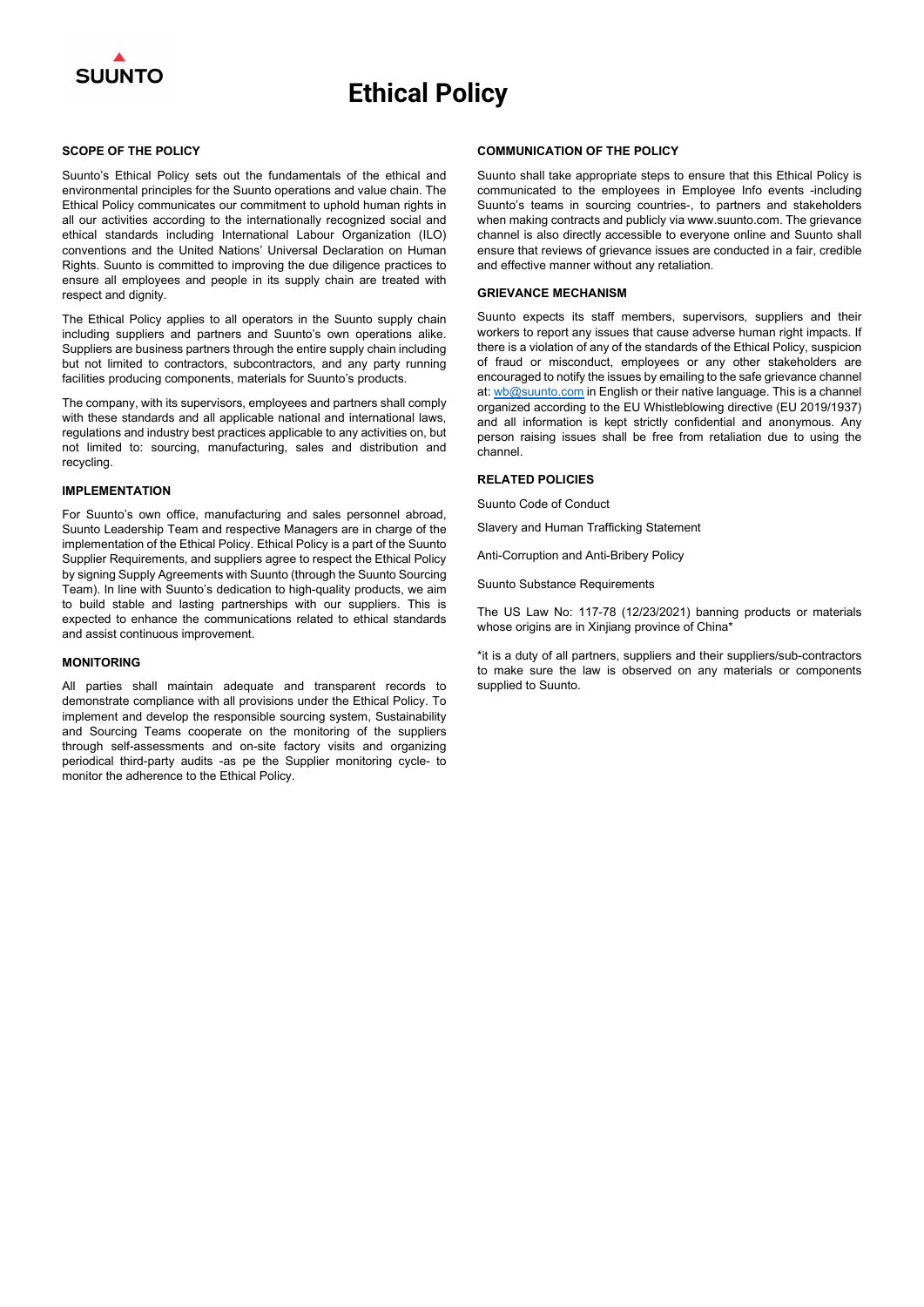SUUNTO

# Ethical Policy

## SCOPE OF THE POLICY

Suunto's Ethical Policy sets out the fundamentals of the ethical and environmental principles for the Suunto operations and value chain. The Ethical Policy communicates our commitment to uphold human rights in all our activities according to the internationally recognized social and ethical standards including International Labour Organization (ILO) conventions and the United Nations' Universal Declaration on Human Rights. Suunto is committed to improving the due diligence practices to ensure all employees and people in its supply chain are treated with respect and dignity.

The Ethical Policy applies to all operators in the Suunto supply chain including suppliers and partners and Suunto's own operations alike. Suppliers are business partners through the entire supply chain including but not limited to contractors, subcontractors, and any party running facilities producing components, materials for Suunto's products.

The company, with its supervisors, employees and partners shall comply with these standards and all applicable national and international laws, regulations and industry best practices applicable to any activities on, but not limited to: sourcing, manufacturing, sales and distribution and recycling.

## IMPLEMENTATION

For Suunto's own office, manufacturing and sales personnel abroad, Suunto Leadership Team and respective Managers are in charge of the implementation of the Ethical Policy. Ethical Policy is a part of the Suunto Supplier Requirements, and suppliers agree to respect the Ethical Policy by signing Supply Agreements with Suunto (through the Suunto Sourcing Team). In line with Suunto's dedication to high-quality products, we aim to build stable and lasting partnerships with our suppliers. This is expected to enhance the communications related to ethical standards and assist continuous improvement.

## MONITORING

All parties shall maintain adequate and transparent records to demonstrate compliance with all provisions under the Ethical Policy. To implement and develop the responsible sourcing system, Sustainability and Sourcing Teams cooperate on the monitoring of the suppliers through self-assessments and on-site factory visits and organizing periodical third-party audits -as pe the Supplier monitoring cycle- to monitor the adherence to the Ethical Policy.

## COMMUNICATION OF THE POLICY

Suunto shall take appropriate steps to ensure that this Ethical Policy is communicated to the employees in Employee Info events -including Suunto's teams in sourcing countries-, to partners and stakeholders when making contracts and publicly via www.suunto.com. The grievance channel is also directly accessible to everyone online and Suunto shall ensure that reviews of grievance issues are conducted in a fair, credible and effective manner without any retaliation.

## GRIEVANCE MECHANISM

Suunto expects its staff members, supervisors, suppliers and their workers to report any issues that cause adverse human right impacts. If there is a violation of any of the standards of the Ethical Policy, suspicion of fraud or misconduct, employees or any other stakeholders are encouraged to notify the issues by emailing to the safe grievance channel at: wb@suunto.com in English or their native language. This is a channel organized according to the EU Whistleblowing directive (EU 2019/1937) and all information is kept strictly confidential and anonymous. Any person raising issues shall be free from retaliation due to using the channel.

## RELATED POLICIES

Suunto Code of Conduct

Slavery and Human Trafficking Statement

Anti-Corruption and Anti-Bribery Policy

Suunto Substance Requirements

The US Law No: 117-78 (12/23/2021) banning products or materials whose origins are in Xinjiang province of China*

*it is a duty of all partners, suppliers and their suppliers/sub-contractors to make sure the law is observed on any materials or components supplied to Suunto.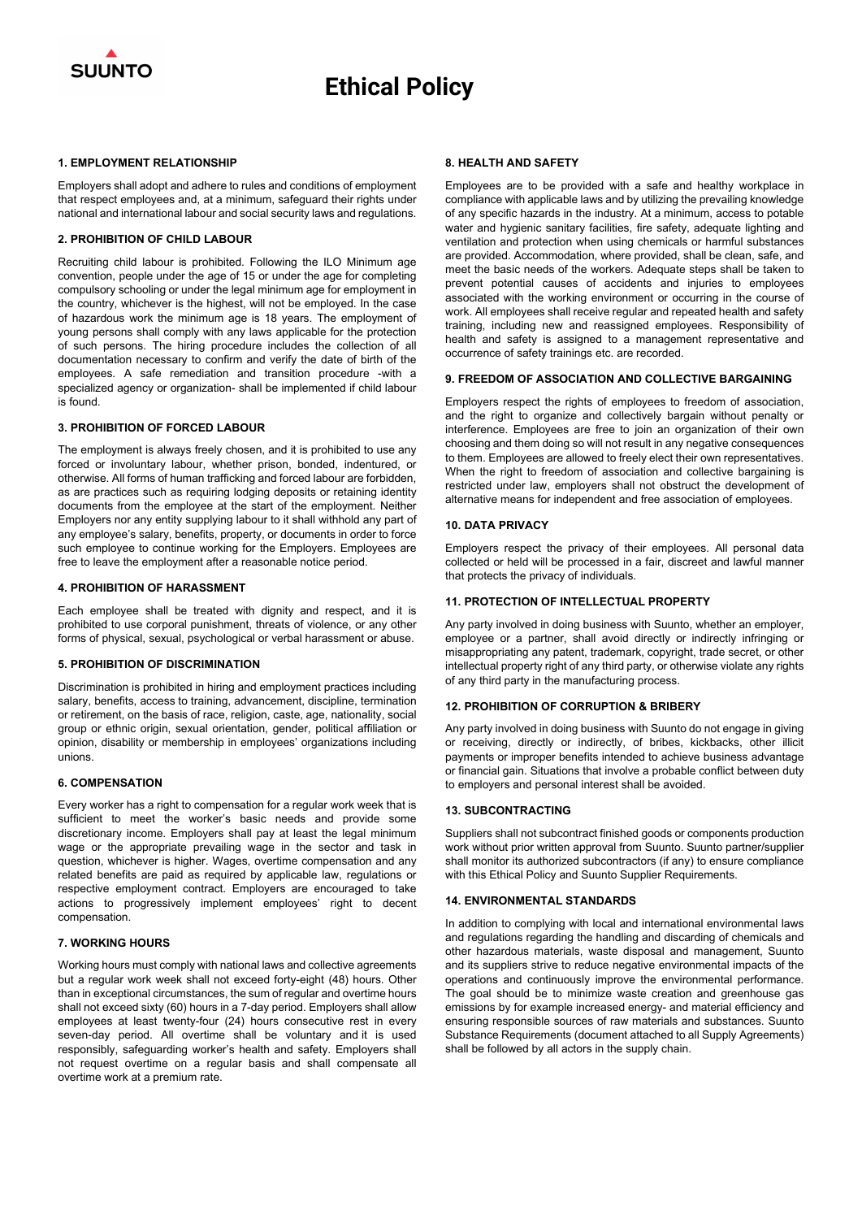SUUNTO

# Ethical Policy

### 1. EMPLOYMENT RELATIONSHIP

Employers shall adopt and adhere to rules and conditions of employment that respect employees and, at a minimum, safeguard their rights under national and international labour and social security laws and regulations.

### 2. PROHIBITION OF CHILD LABOUR

Recruiting child labour is prohibited. Following the ILO Minimum age convention, people under the age of 15 or under the age for completing compulsory schooling or under the legal minimum age for employment in the country, whichever is the highest, will not be employed. In the case of hazardous work the minimum age is 18 years. The employment of young persons shall comply with any laws applicable for the protection of such persons. The hiring procedure includes the collection of all documentation necessary to confirm and verify the date of birth of the employees. A safe remediation and transition procedure -with a specialized agency or organization- shall be implemented if child labour is found.

### 3. PROHIBITION OF FORCED LABOUR

The employment is always freely chosen, and it is prohibited to use any forced or involuntary labour, whether prison, bonded, indentured, or otherwise. All forms of human trafficking and forced labour are forbidden, as are practices such as requiring lodging deposits or retaining identity documents from the employee at the start of the employment. Neither Employers nor any entity supplying labour to it shall withhold any part of any employee's salary, benefits, property, or documents in order to force such employee to continue working for the Employers. Employees are free to leave the employment after a reasonable notice period.

### 4. PROHIBITION OF HARASSMENT

Each employee shall be treated with dignity and respect, and it is prohibited to use corporal punishment, threats of violence, or any other forms of physical, sexual, psychological or verbal harassment or abuse.

### 5. PROHIBITION OF DISCRIMINATION

Discrimination is prohibited in hiring and employment practices including salary, benefits, access to training, advancement, discipline, termination or retirement, on the basis of race, religion, caste, age, nationality, social group or ethnic origin, sexual orientation, gender, political affiliation or opinion, disability or membership in employees' organizations including unions.

### 6. COMPENSATION

Every worker has a right to compensation for a regular work week that is sufficient to meet the worker's basic needs and provide some discretionary income. Employers shall pay at least the legal minimum wage or the appropriate prevailing wage in the sector and task in question, whichever is higher. Wages, overtime compensation and any related benefits are paid as required by applicable law, regulations or respective employment contract. Employers are encouraged to take actions to progressively implement employees' right to decent compensation.

### 7. WORKING HOURS

Working hours must comply with national laws and collective agreements but a regular work week shall not exceed forty-eight (48) hours. Other than in exceptional circumstances, the sum of regular and overtime hours shall not exceed sixty (60) hours in a 7-day period. Employers shall allow employees at least twenty-four (24) hours consecutive rest in every seven-day period. All overtime shall be voluntary and it is used responsibly, safeguarding worker's health and safety. Employers shall not request overtime on a regular basis and shall compensate all overtime work at a premium rate.

### 8. HEALTH AND SAFETY

Employees are to be provided with a safe and healthy workplace in compliance with applicable laws and by utilizing the prevailing knowledge of any specific hazards in the industry. At a minimum, access to potable water and hygienic sanitary facilities, fire safety, adequate lighting and ventilation and protection when using chemicals or harmful substances are provided. Accommodation, where provided, shall be clean, safe, and meet the basic needs of the workers. Adequate steps shall be taken to prevent potential causes of accidents and injuries to employees associated with the working environment or occurring in the course of work. All employees shall receive regular and repeated health and safety training, including new and reassigned employees. Responsibility of health and safety is assigned to a management representative and occurrence of safety trainings etc. are recorded.

### 9. FREEDOM OF ASSOCIATION AND COLLECTIVE BARGAINING

Employers respect the rights of employees to freedom of association, and the right to organize and collectively bargain without penalty or interference. Employees are free to join an organization of their own choosing and them doing so will not result in any negative consequences to them. Employees are allowed to freely elect their own representatives. When the right to freedom of association and collective bargaining is restricted under law, employers shall not obstruct the development of alternative means for independent and free association of employees.

### 10. DATA PRIVACY

Employers respect the privacy of their employees. All personal data collected or held will be processed in a fair, discreet and lawful manner that protects the privacy of individuals.

### 11. PROTECTION OF INTELLECTUAL PROPERTY

Any party involved in doing business with Suunto, whether an employer, employee or a partner, shall avoid directly or indirectly infringing or misappropriating any patent, trademark, copyright, trade secret, or other intellectual property right of any third party, or otherwise violate any rights of any third party in the manufacturing process.

### 12. PROHIBITION OF CORRUPTION & BRIBERY

Any party involved in doing business with Suunto do not engage in giving or receiving, directly or indirectly, of bribes, kickbacks, other illicit payments or improper benefits intended to achieve business advantage or financial gain. Situations that involve a probable conflict between duty to employers and personal interest shall be avoided.

### 13. SUBCONTRACTING

Suppliers shall not subcontract finished goods or components production work without prior written approval from Suunto. Suunto partner/supplier shall monitor its authorized subcontractors (if any) to ensure compliance with this Ethical Policy and Suunto Supplier Requirements.

### 14. ENVIRONMENTAL STANDARDS

In addition to complying with local and international environmental laws and regulations regarding the handling and discarding of chemicals and other hazardous materials, waste disposal and management, Suunto and its suppliers strive to reduce negative environmental impacts of the operations and continuously improve the environmental performance. The goal should be to minimize waste creation and greenhouse gas emissions by for example increased energy- and material efficiency and ensuring responsible sources of raw materials and substances. Suunto Substance Requirements (document attached to all Supply Agreements) shall be followed by all actors in the supply chain.